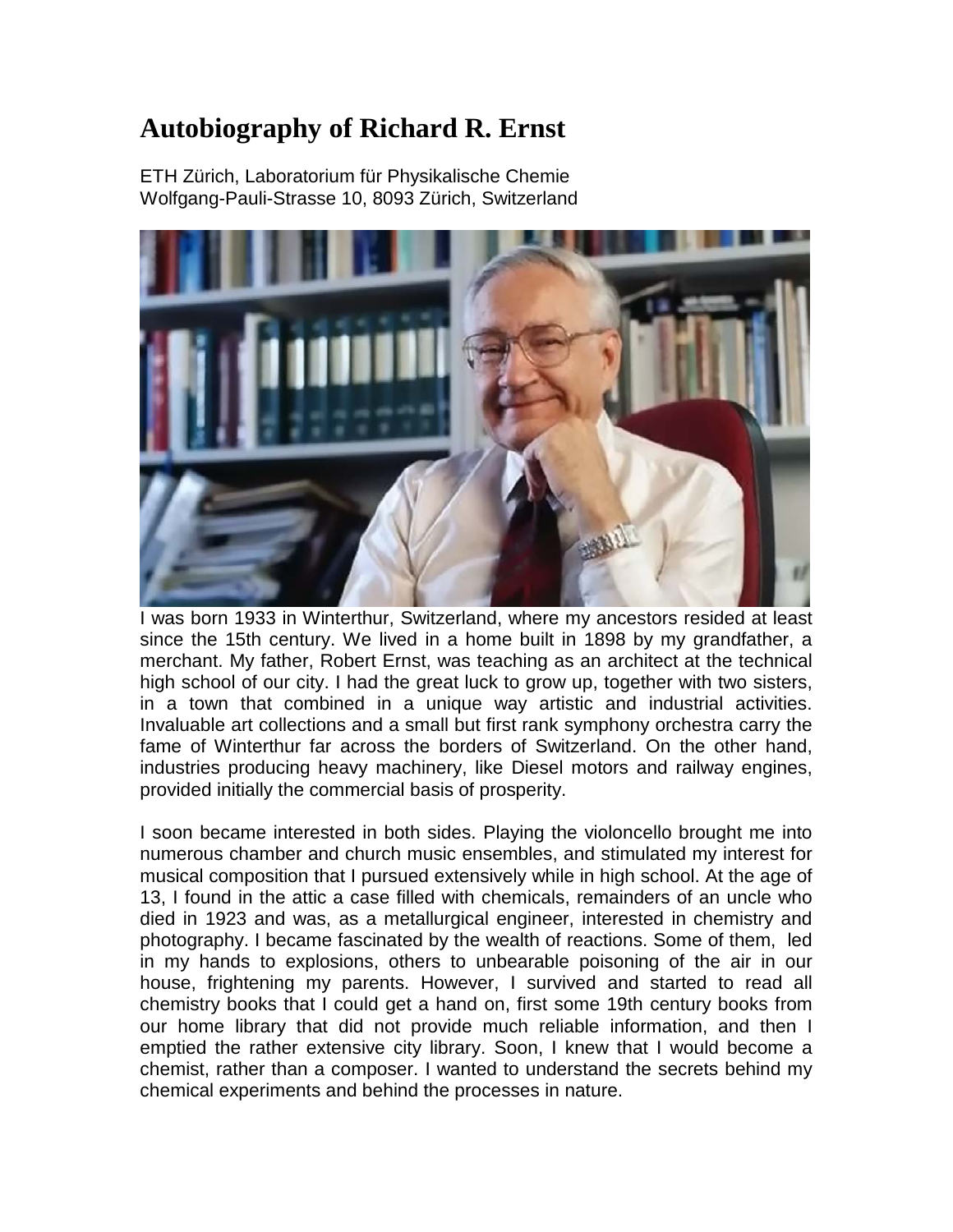# Autobiography of Richard R. Ernst

ETH Zürich, Laboratorium für Physikalische Chemie
Wolfgang-Pauli-Strasse 10, 8093 Zürich, Switzerland

I was born 1933 in Winterthur, Switzerland, where my ancestors resided at least since the 15th century. We lived in a home built in 1898 by my grandfather, a merchant. My father, Robert Ernst, was teaching as an architect at the technical high school of our city. I had the great luck to grow up, together with two sisters, in a town that combined in a unique way artistic and industrial activities. Invaluable art collections and a small but first rank symphony orchestra carry the fame of Winterthur far across the borders of Switzerland. On the other hand, industries producing heavy machinery, like Diesel motors and railway engines, provided initially the commercial basis of prosperity.

I soon became interested in both sides. Playing the violoncello brought me into numerous chamber and church music ensembles, and stimulated my interest for musical composition that I pursued extensively while in high school. At the age of 13, I found in the attic a case filled with chemicals, remainders of an uncle who died in 1923 and was, as a metallurgical engineer, interested in chemistry and photography. I became fascinated by the wealth of reactions. Some of them, led in my hands to explosions, others to unbearable poisoning of the air in our house, frightening my parents. However, I survived and started to read all chemistry books that I could get a hand on, first some 19th century books from our home library that did not provide much reliable information, and then I emptied the rather extensive city library. Soon, I knew that I would become a chemist, rather than a composer. I wanted to understand the secrets behind my chemical experiments and behind the processes in nature.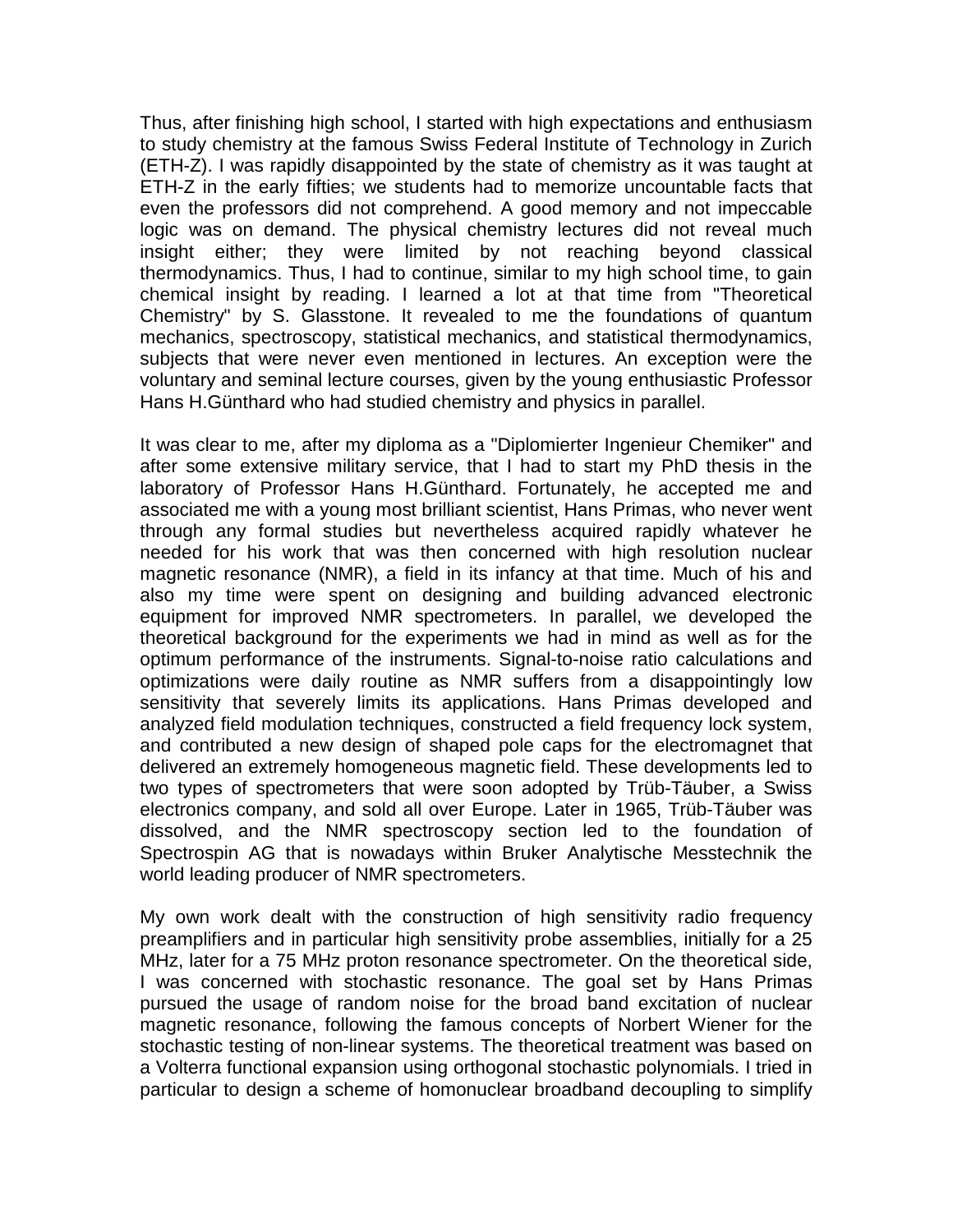Thus, after finishing high school, I started with high expectations and enthusiasm to study chemistry at the famous Swiss Federal Institute of Technology in Zurich (ETH-Z). I was rapidly disappointed by the state of chemistry as it was taught at ETH-Z in the early fifties; we students had to memorize uncountable facts that even the professors did not comprehend. A good memory and not impeccable logic was on demand. The physical chemistry lectures did not reveal much insight either; they were limited by not reaching beyond classical thermodynamics. Thus, I had to continue, similar to my high school time, to gain chemical insight by reading. I learned a lot at that time from "Theoretical Chemistry" by S. Glasstone. It revealed to me the foundations of quantum mechanics, spectroscopy, statistical mechanics, and statistical thermodynamics, subjects that were never even mentioned in lectures. An exception were the voluntary and seminal lecture courses, given by the young enthusiastic Professor Hans H.Günthard who had studied chemistry and physics in parallel.

It was clear to me, after my diploma as a "Diplomierter Ingenieur Chemiker" and after some extensive military service, that I had to start my PhD thesis in the laboratory of Professor Hans H.Günthard. Fortunately, he accepted me and associated me with a young most brilliant scientist, Hans Primas, who never went through any formal studies but nevertheless acquired rapidly whatever he needed for his work that was then concerned with high resolution nuclear magnetic resonance (NMR), a field in its infancy at that time. Much of his and also my time were spent on designing and building advanced electronic equipment for improved NMR spectrometers. In parallel, we developed the theoretical background for the experiments we had in mind as well as for the optimum performance of the instruments. Signal-to-noise ratio calculations and optimizations were daily routine as NMR suffers from a disappointingly low sensitivity that severely limits its applications. Hans Primas developed and analyzed field modulation techniques, constructed a field frequency lock system, and contributed a new design of shaped pole caps for the electromagnet that delivered an extremely homogeneous magnetic field. These developments led to two types of spectrometers that were soon adopted by Trüb-Täuber, a Swiss electronics company, and sold all over Europe. Later in 1965, Trüb-Täuber was dissolved, and the NMR spectroscopy section led to the foundation of Spectrospin AG that is nowadays within Bruker Analytische Messtechnik the world leading producer of NMR spectrometers.

My own work dealt with the construction of high sensitivity radio frequency preamplifiers and in particular high sensitivity probe assemblies, initially for a 25 MHz, later for a 75 MHz proton resonance spectrometer. On the theoretical side, I was concerned with stochastic resonance. The goal set by Hans Primas pursued the usage of random noise for the broad band excitation of nuclear magnetic resonance, following the famous concepts of Norbert Wiener for the stochastic testing of non-linear systems. The theoretical treatment was based on a Volterra functional expansion using orthogonal stochastic polynomials. I tried in particular to design a scheme of homonuclear broadband decoupling to simplify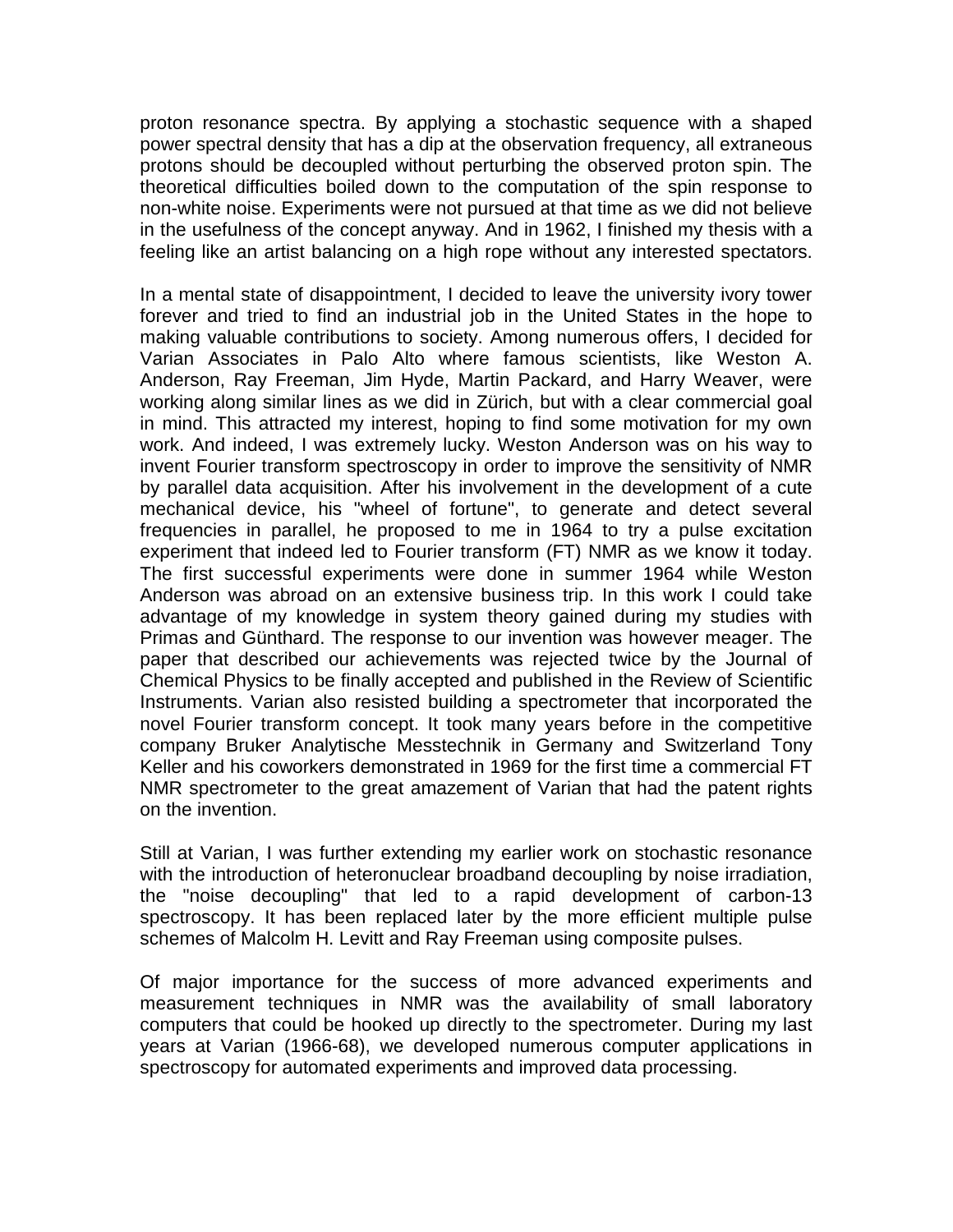proton resonance spectra. By applying a stochastic sequence with a shaped power spectral density that has a dip at the observation frequency, all extraneous protons should be decoupled without perturbing the observed proton spin. The theoretical difficulties boiled down to the computation of the spin response to non-white noise. Experiments were not pursued at that time as we did not believe in the usefulness of the concept anyway. And in 1962, I finished my thesis with a feeling like an artist balancing on a high rope without any interested spectators.

In a mental state of disappointment, I decided to leave the university ivory tower forever and tried to find an industrial job in the United States in the hope to making valuable contributions to society. Among numerous offers, I decided for Varian Associates in Palo Alto where famous scientists, like Weston A. Anderson, Ray Freeman, Jim Hyde, Martin Packard, and Harry Weaver, were working along similar lines as we did in Zürich, but with a clear commercial goal in mind. This attracted my interest, hoping to find some motivation for my own work. And indeed, I was extremely lucky. Weston Anderson was on his way to invent Fourier transform spectroscopy in order to improve the sensitivity of NMR by parallel data acquisition. After his involvement in the development of a cute mechanical device, his "wheel of fortune", to generate and detect several frequencies in parallel, he proposed to me in 1964 to try a pulse excitation experiment that indeed led to Fourier transform (FT) NMR as we know it today. The first successful experiments were done in summer 1964 while Weston Anderson was abroad on an extensive business trip. In this work I could take advantage of my knowledge in system theory gained during my studies with Primas and Günthard. The response to our invention was however meager. The paper that described our achievements was rejected twice by the Journal of Chemical Physics to be finally accepted and published in the Review of Scientific Instruments. Varian also resisted building a spectrometer that incorporated the novel Fourier transform concept. It took many years before in the competitive company Bruker Analytische Messtechnik in Germany and Switzerland Tony Keller and his coworkers demonstrated in 1969 for the first time a commercial FT NMR spectrometer to the great amazement of Varian that had the patent rights on the invention.

Still at Varian, I was further extending my earlier work on stochastic resonance with the introduction of heteronuclear broadband decoupling by noise irradiation, the "noise decoupling" that led to a rapid development of carbon-13 spectroscopy. It has been replaced later by the more efficient multiple pulse schemes of Malcolm H. Levitt and Ray Freeman using composite pulses.

Of major importance for the success of more advanced experiments and measurement techniques in NMR was the availability of small laboratory computers that could be hooked up directly to the spectrometer. During my last years at Varian (1966-68), we developed numerous computer applications in spectroscopy for automated experiments and improved data processing.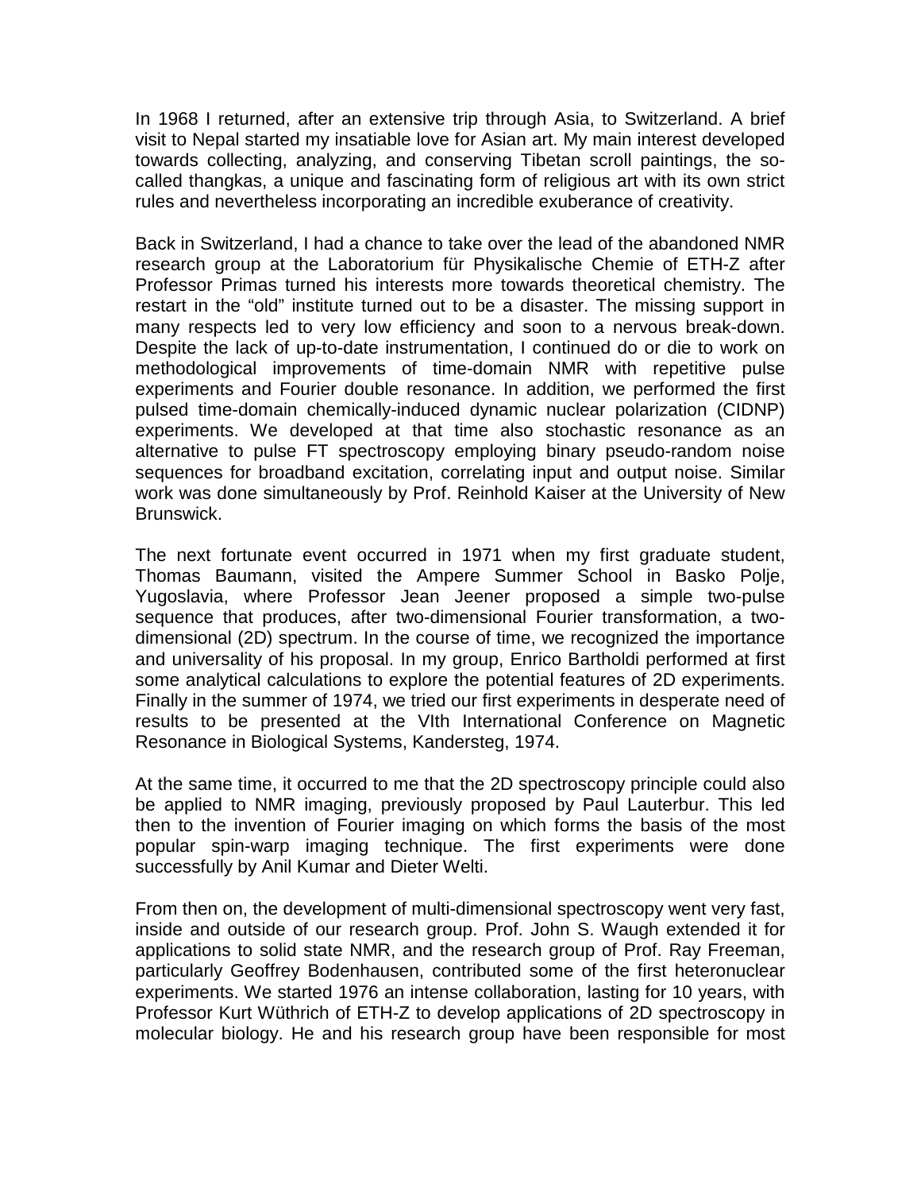In 1968 I returned, after an extensive trip through Asia, to Switzerland. A brief visit to Nepal started my insatiable love for Asian art. My main interest developed towards collecting, analyzing, and conserving Tibetan scroll paintings, the so-called thangkas, a unique and fascinating form of religious art with its own strict rules and nevertheless incorporating an incredible exuberance of creativity.

Back in Switzerland, I had a chance to take over the lead of the abandoned NMR research group at the Laboratorium für Physikalische Chemie of ETH-Z after Professor Primas turned his interests more towards theoretical chemistry. The restart in the "old" institute turned out to be a disaster. The missing support in many respects led to very low efficiency and soon to a nervous break-down. Despite the lack of up-to-date instrumentation, I continued do or die to work on methodological improvements of time-domain NMR with repetitive pulse experiments and Fourier double resonance. In addition, we performed the first pulsed time-domain chemically-induced dynamic nuclear polarization (CIDNP) experiments. We developed at that time also stochastic resonance as an alternative to pulse FT spectroscopy employing binary pseudo-random noise sequences for broadband excitation, correlating input and output noise. Similar work was done simultaneously by Prof. Reinhold Kaiser at the University of New Brunswick.

The next fortunate event occurred in 1971 when my first graduate student, Thomas Baumann, visited the Ampere Summer School in Basko Polje, Yugoslavia, where Professor Jean Jeener proposed a simple two-pulse sequence that produces, after two-dimensional Fourier transformation, a two-dimensional (2D) spectrum. In the course of time, we recognized the importance and universality of his proposal. In my group, Enrico Bartholdi performed at first some analytical calculations to explore the potential features of 2D experiments. Finally in the summer of 1974, we tried our first experiments in desperate need of results to be presented at the VIth International Conference on Magnetic Resonance in Biological Systems, Kandersteg, 1974.

At the same time, it occurred to me that the 2D spectroscopy principle could also be applied to NMR imaging, previously proposed by Paul Lauterbur. This led then to the invention of Fourier imaging on which forms the basis of the most popular spin-warp imaging technique. The first experiments were done successfully by Anil Kumar and Dieter Welti.

From then on, the development of multi-dimensional spectroscopy went very fast, inside and outside of our research group. Prof. John S. Waugh extended it for applications to solid state NMR, and the research group of Prof. Ray Freeman, particularly Geoffrey Bodenhausen, contributed some of the first heteronuclear experiments. We started 1976 an intense collaboration, lasting for 10 years, with Professor Kurt Wüthrich of ETH-Z to develop applications of 2D spectroscopy in molecular biology. He and his research group have been responsible for most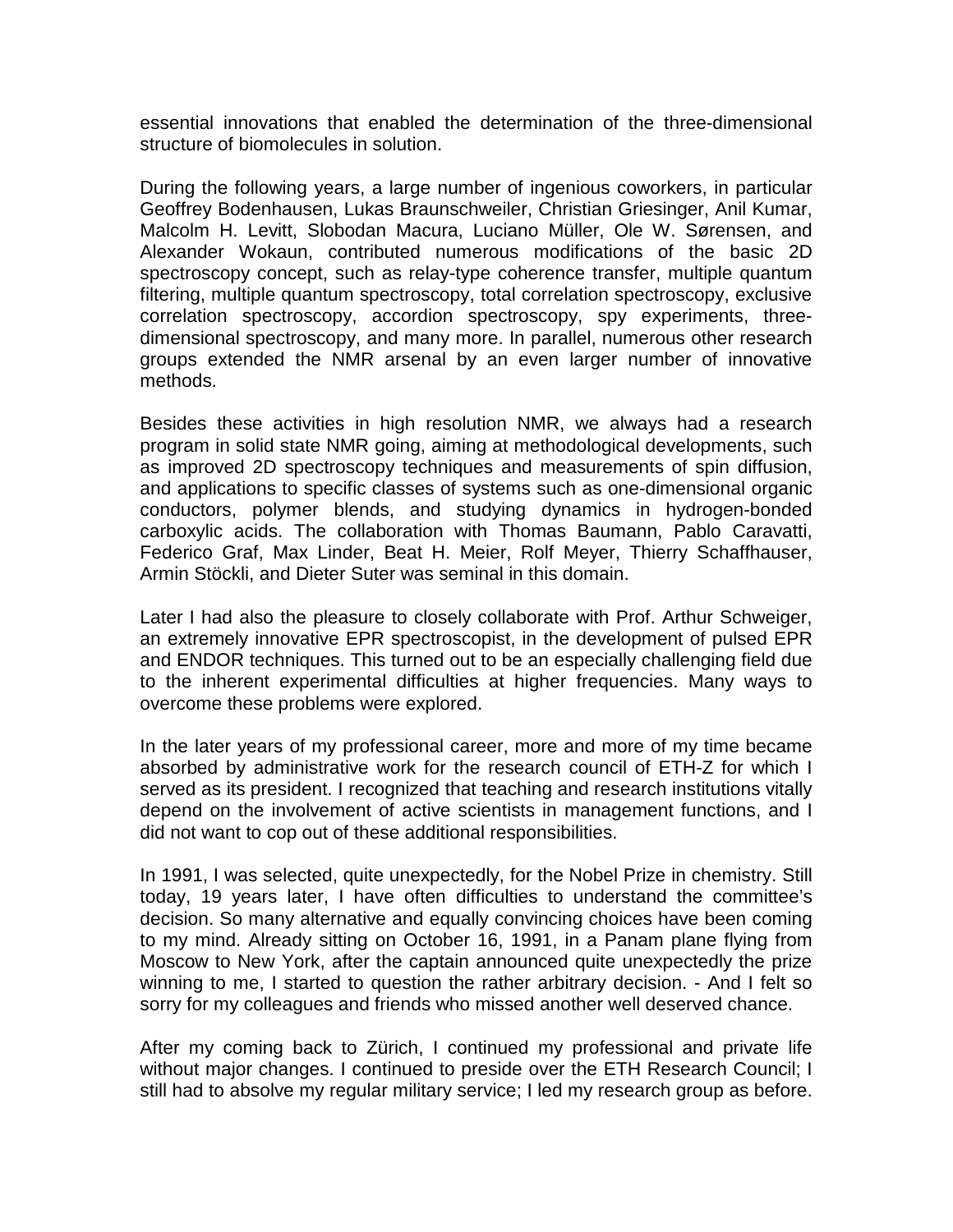essential innovations that enabled the determination of the three-dimensional structure of biomolecules in solution.

During the following years, a large number of ingenious coworkers, in particular Geoffrey Bodenhausen, Lukas Braunschweiler, Christian Griesinger, Anil Kumar, Malcolm H. Levitt, Slobodan Macura, Luciano Müller, Ole W. Sørensen, and Alexander Wokaun, contributed numerous modifications of the basic 2D spectroscopy concept, such as relay-type coherence transfer, multiple quantum filtering, multiple quantum spectroscopy, total correlation spectroscopy, exclusive correlation spectroscopy, accordion spectroscopy, spy experiments, three-dimensional spectroscopy, and many more. In parallel, numerous other research groups extended the NMR arsenal by an even larger number of innovative methods.

Besides these activities in high resolution NMR, we always had a research program in solid state NMR going, aiming at methodological developments, such as improved 2D spectroscopy techniques and measurements of spin diffusion, and applications to specific classes of systems such as one-dimensional organic conductors, polymer blends, and studying dynamics in hydrogen-bonded carboxylic acids. The collaboration with Thomas Baumann, Pablo Caravatti, Federico Graf, Max Linder, Beat H. Meier, Rolf Meyer, Thierry Schaffhauser, Armin Stöckli, and Dieter Suter was seminal in this domain.

Later I had also the pleasure to closely collaborate with Prof. Arthur Schweiger, an extremely innovative EPR spectroscopist, in the development of pulsed EPR and ENDOR techniques. This turned out to be an especially challenging field due to the inherent experimental difficulties at higher frequencies. Many ways to overcome these problems were explored.

In the later years of my professional career, more and more of my time became absorbed by administrative work for the research council of ETH-Z for which I served as its president. I recognized that teaching and research institutions vitally depend on the involvement of active scientists in management functions, and I did not want to cop out of these additional responsibilities.

In 1991, I was selected, quite unexpectedly, for the Nobel Prize in chemistry. Still today, 19 years later, I have often difficulties to understand the committee's decision. So many alternative and equally convincing choices have been coming to my mind. Already sitting on October 16, 1991, in a Panam plane flying from Moscow to New York, after the captain announced quite unexpectedly the prize winning to me, I started to question the rather arbitrary decision. - And I felt so sorry for my colleagues and friends who missed another well deserved chance.

After my coming back to Zürich, I continued my professional and private life without major changes. I continued to preside over the ETH Research Council; I still had to absolve my regular military service; I led my research group as before.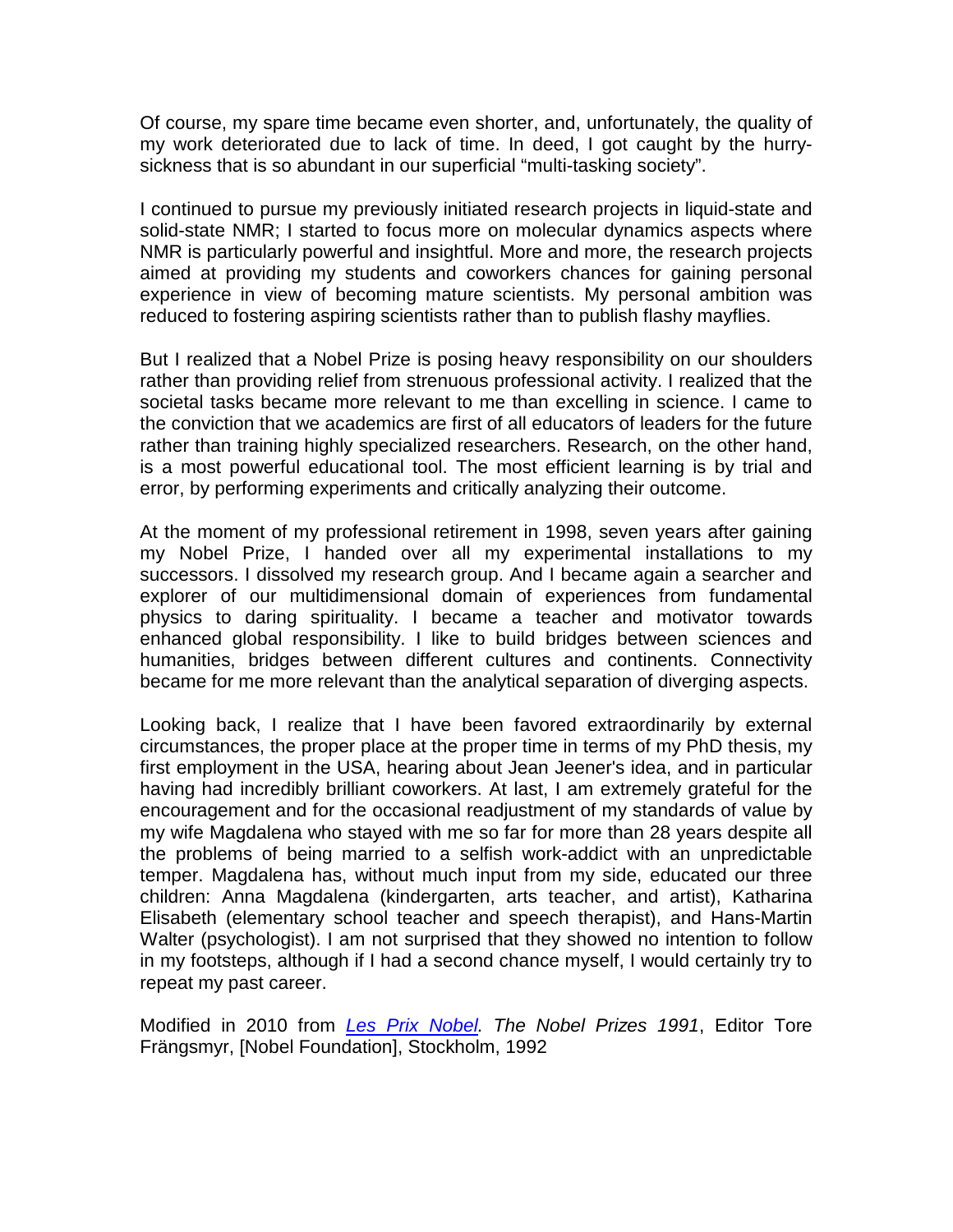Of course, my spare time became even shorter, and, unfortunately, the quality of my work deteriorated due to lack of time. In deed, I got caught by the hurry-sickness that is so abundant in our superficial "multi-tasking society".

I continued to pursue my previously initiated research projects in liquid-state and solid-state NMR; I started to focus more on molecular dynamics aspects where NMR is particularly powerful and insightful. More and more, the research projects aimed at providing my students and coworkers chances for gaining personal experience in view of becoming mature scientists. My personal ambition was reduced to fostering aspiring scientists rather than to publish flashy mayflies.

But I realized that a Nobel Prize is posing heavy responsibility on our shoulders rather than providing relief from strenuous professional activity. I realized that the societal tasks became more relevant to me than excelling in science. I came to the conviction that we academics are first of all educators of leaders for the future rather than training highly specialized researchers. Research, on the other hand, is a most powerful educational tool. The most efficient learning is by trial and error, by performing experiments and critically analyzing their outcome.

At the moment of my professional retirement in 1998, seven years after gaining my Nobel Prize, I handed over all my experimental installations to my successors. I dissolved my research group. And I became again a searcher and explorer of our multidimensional domain of experiences from fundamental physics to daring spirituality. I became a teacher and motivator towards enhanced global responsibility. I like to build bridges between sciences and humanities, bridges between different cultures and continents. Connectivity became for me more relevant than the analytical separation of diverging aspects.

Looking back, I realize that I have been favored extraordinarily by external circumstances, the proper place at the proper time in terms of my PhD thesis, my first employment in the USA, hearing about Jean Jeener's idea, and in particular having had incredibly brilliant coworkers. At last, I am extremely grateful for the encouragement and for the occasional readjustment of my standards of value by my wife Magdalena who stayed with me so far for more than 28 years despite all the problems of being married to a selfish work-addict with an unpredictable temper. Magdalena has, without much input from my side, educated our three children: Anna Magdalena (kindergarten, arts teacher, and artist), Katharina Elisabeth (elementary school teacher and speech therapist), and Hans-Martin Walter (psychologist). I am not surprised that they showed no intention to follow in my footsteps, although if I had a second chance myself, I would certainly try to repeat my past career.

Modified in 2010 from *Les Prix Nobel. The Nobel Prizes 1991*, Editor Tore Frängsmyr, [Nobel Foundation], Stockholm, 1992